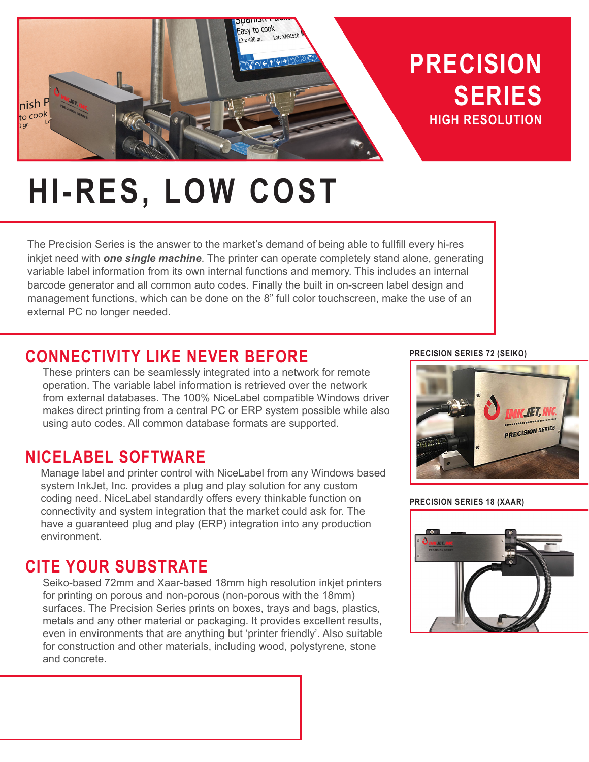# PRECISION SERIES

## HIGH RESOLUTION

# HI-RES, LOW COST

The Precision Series is the answer to the market's demand of being able to fullfill every hi-res inkjet need with ***one single machine***. The printer can operate completely stand alone, generating variable label information from its own internal functions and memory. This includes an internal barcode generator and all common auto codes. Finally the built in on-screen label design and management functions, which can be done on the 8" full color touchscreen, make the use of an external PC no longer needed.

## CONNECTIVITY LIKE NEVER BEFORE

These printers can be seamlessly integrated into a network for remote operation. The variable label information is retrieved over the network from external databases. The 100% NiceLabel compatible Windows driver makes direct printing from a central PC or ERP system possible while also using auto codes. All common database formats are supported.

## NICELABEL SOFTWARE

Manage label and printer control with NiceLabel from any Windows based system InkJet, Inc. provides a plug and play solution for any custom coding need. NiceLabel standardly offers every thinkable function on connectivity and system integration that the market could ask for. The have a guaranteed plug and play (ERP) integration into any production environment.

## CITE YOUR SUBSTRATE

Seiko-based 72mm and Xaar-based 18mm high resolution inkjet printers for printing on porous and non-porous (non-porous with the 18mm) surfaces. The Precision Series prints on boxes, trays and bags, plastics, metals and any other material or packaging. It provides excellent results, even in environments that are anything but 'printer friendly'. Also suitable for construction and other materials, including wood, polystyrene, stone and concrete.

**PRECISION SERIES 72 (SEIKO)**

**PRECISION SERIES 18 (XAAR)**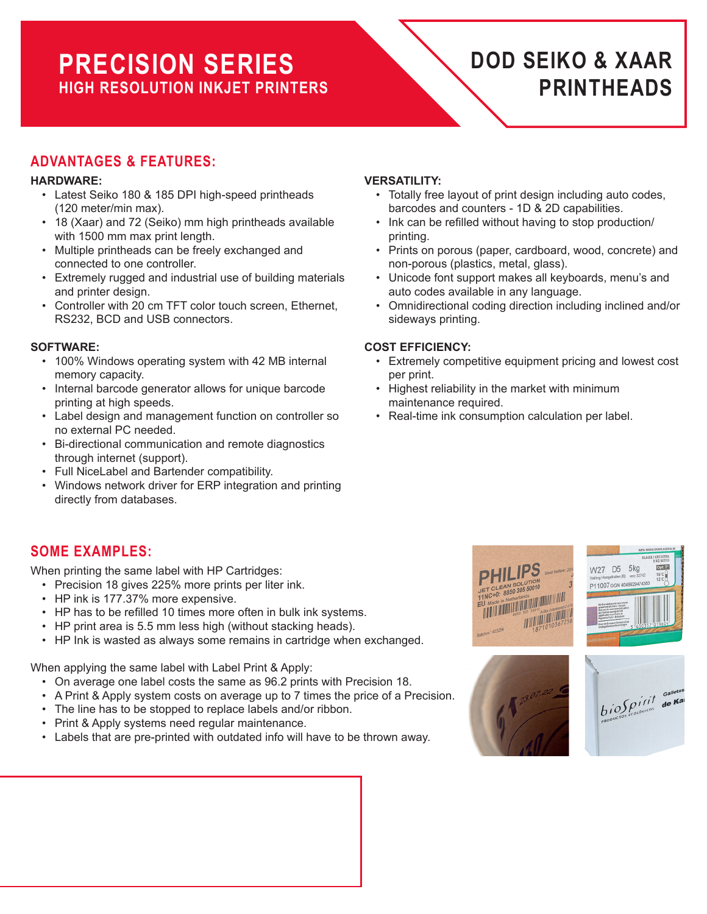# PRECISION SERIES
## HIGH RESOLUTION INKJET PRINTERS

# DOD SEIKO & XAAR PRINTHEADS

## ADVANTAGES & FEATURES:

**HARDWARE:**

- Latest Seiko 180 & 185 DPI high-speed printheads (120 meter/min max).
- 18 (Xaar) and 72 (Seiko) mm high printheads available with 1500 mm max print length.
- Multiple printheads can be freely exchanged and connected to one controller.
- Extremely rugged and industrial use of building materials and printer design.
- Controller with 20 cm TFT color touch screen, Ethernet, RS232, BCD and USB connectors.

**SOFTWARE:**

- 100% Windows operating system with 42 MB internal memory capacity.
- Internal barcode generator allows for unique barcode printing at high speeds.
- Label design and management function on controller so no external PC needed.
- Bi-directional communication and remote diagnostics through internet (support).
- Full NiceLabel and Bartender compatibility.
- Windows network driver for ERP integration and printing directly from databases.

**VERSATILITY:**

- Totally free layout of print design including auto codes, barcodes and counters - 1D & 2D capabilities.
- Ink can be refilled without having to stop production/ printing.
- Prints on porous (paper, cardboard, wood, concrete) and non-porous (plastics, metal, glass).
- Unicode font support makes all keyboards, menu's and auto codes available in any language.
- Omnidirectional coding direction including inclined and/or sideways printing.

**COST EFFICIENCY:**

- Extremely competitive equipment pricing and lowest cost per print.
- Highest reliability in the market with minimum maintenance required.
- Real-time ink consumption calculation per label.

## SOME EXAMPLES:

When printing the same label with HP Cartridges:

- Precision 18 gives 225% more prints per liter ink.
- HP ink is 177.37% more expensive.
- HP has to be refilled 10 times more often in bulk ink systems.
- HP print area is 5.5 mm less high (without stacking heads).
- HP Ink is wasted as always some remains in cartridge when exchanged.

When applying the same label with Label Print & Apply:

- On average one label costs the same as 96.2 prints with Precision 18.
- A Print & Apply system costs on average up to 7 times the price of a Precision.
- The line has to be stopped to replace labels and/or ribbon.
- Print & Apply systems need regular maintenance.
- Labels that are pre-printed with outdated info will have to be thrown away.